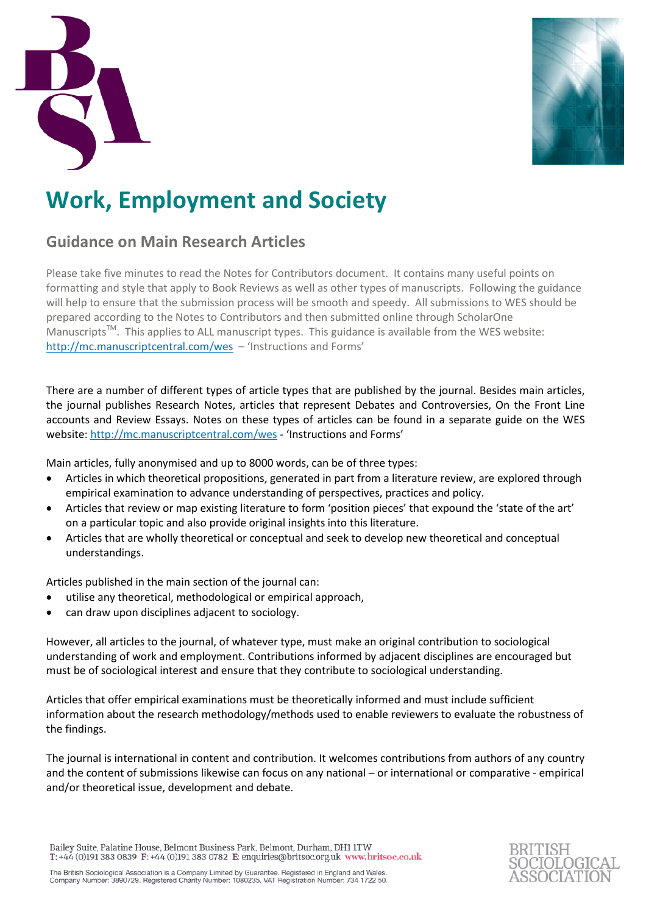# Work, Employment and Society

## Guidance on Main Research Articles

Please take five minutes to read the Notes for Contributors document. It contains many useful points on formatting and style that apply to Book Reviews as well as other types of manuscripts. Following the guidance will help to ensure that the submission process will be smooth and speedy. All submissions to WES should be prepared according to the Notes to Contributors and then submitted online through ScholarOne Manuscripts™. This applies to ALL manuscript types. This guidance is available from the WES website: http://mc.manuscriptcentral.com/wes – 'Instructions and Forms'

There are a number of different types of article types that are published by the journal. Besides main articles, the journal publishes Research Notes, articles that represent Debates and Controversies, On the Front Line accounts and Review Essays. Notes on these types of articles can be found in a separate guide on the WES website: http://mc.manuscriptcentral.com/wes - 'Instructions and Forms'

Main articles, fully anonymised and up to 8000 words, can be of three types:

- Articles in which theoretical propositions, generated in part from a literature review, are explored through empirical examination to advance understanding of perspectives, practices and policy.
- Articles that review or map existing literature to form 'position pieces' that expound the 'state of the art' on a particular topic and also provide original insights into this literature.
- Articles that are wholly theoretical or conceptual and seek to develop new theoretical and conceptual understandings.

Articles published in the main section of the journal can:

- utilise any theoretical, methodological or empirical approach,
- can draw upon disciplines adjacent to sociology.

However, all articles to the journal, of whatever type, must make an original contribution to sociological understanding of work and employment. Contributions informed by adjacent disciplines are encouraged but must be of sociological interest and ensure that they contribute to sociological understanding.

Articles that offer empirical examinations must be theoretically informed and must include sufficient information about the research methodology/methods used to enable reviewers to evaluate the robustness of the findings.

The journal is international in content and contribution. It welcomes contributions from authors of any country and the content of submissions likewise can focus on any national – or international or comparative - empirical and/or theoretical issue, development and debate.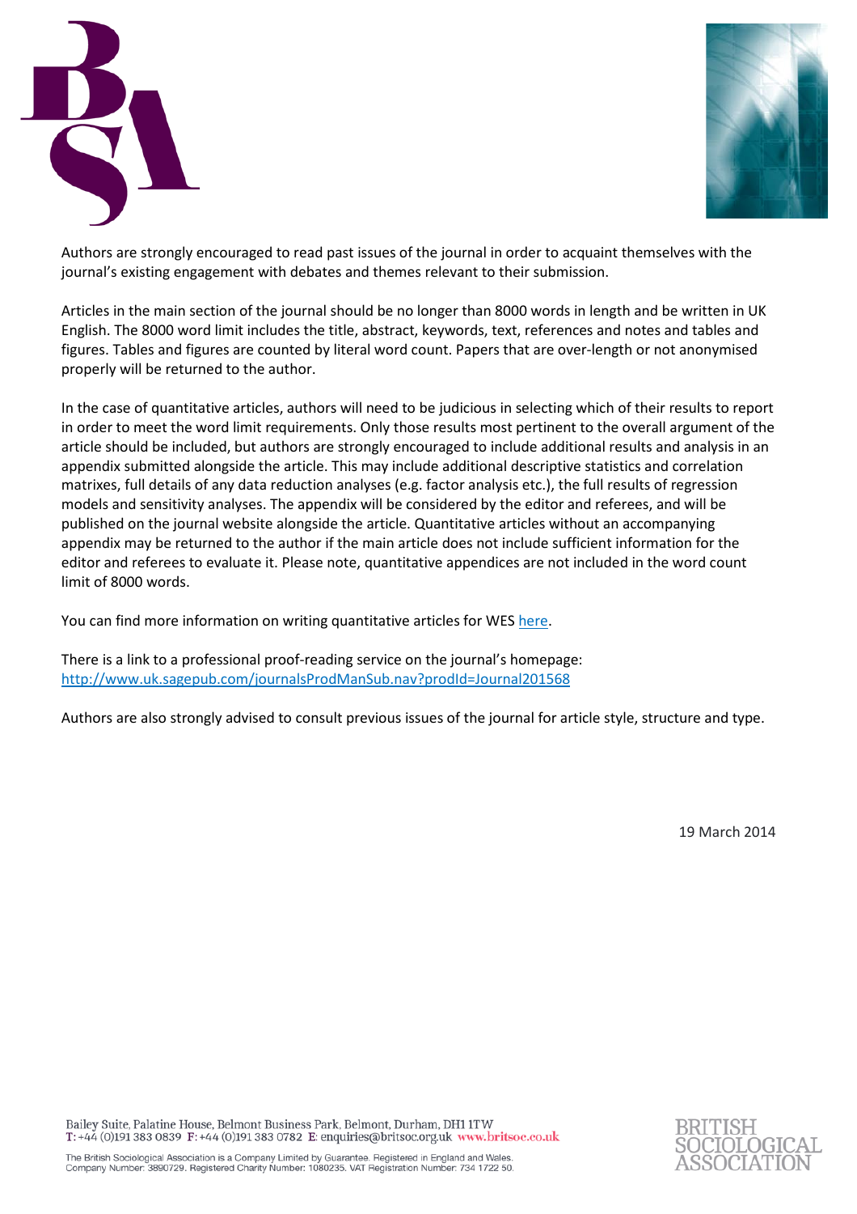Authors are strongly encouraged to read past issues of the journal in order to acquaint themselves with the journal's existing engagement with debates and themes relevant to their submission.

Articles in the main section of the journal should be no longer than 8000 words in length and be written in UK English. The 8000 word limit includes the title, abstract, keywords, text, references and notes and tables and figures. Tables and figures are counted by literal word count. Papers that are over-length or not anonymised properly will be returned to the author.

In the case of quantitative articles, authors will need to be judicious in selecting which of their results to report in order to meet the word limit requirements. Only those results most pertinent to the overall argument of the article should be included, but authors are strongly encouraged to include additional results and analysis in an appendix submitted alongside the article. This may include additional descriptive statistics and correlation matrixes, full details of any data reduction analyses (e.g. factor analysis etc.), the full results of regression models and sensitivity analyses. The appendix will be considered by the editor and referees, and will be published on the journal website alongside the article. Quantitative articles without an accompanying appendix may be returned to the author if the main article does not include sufficient information for the editor and referees to evaluate it. Please note, quantitative appendices are not included in the word count limit of 8000 words.

You can find more information on writing quantitative articles for WES here.

There is a link to a professional proof-reading service on the journal's homepage:
http://www.uk.sagepub.com/journalsProdManSub.nav?prodId=Journal201568

Authors are also strongly advised to consult previous issues of the journal for article style, structure and type.

19 March 2014